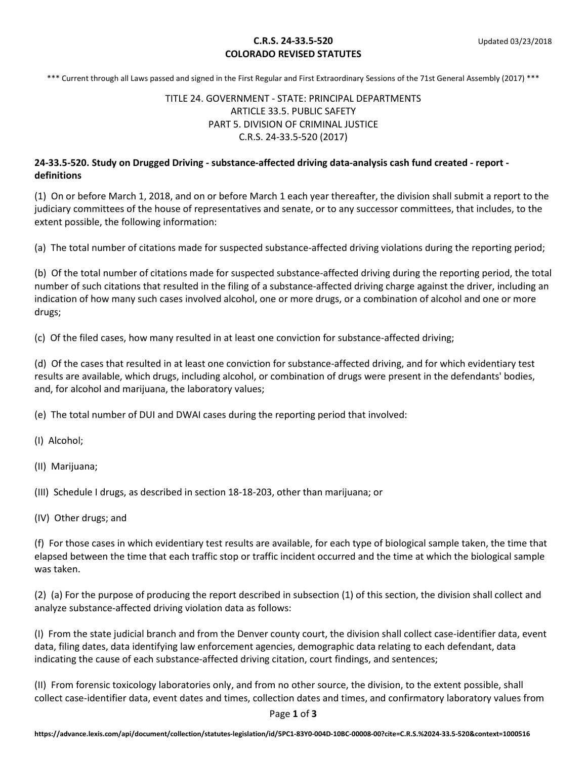**C.R.S. 24-33.5-520**
**COLORADO REVISED STATUTES**

*** Current through all Laws passed and signed in the First Regular and First Extraordinary Sessions of the 71st General Assembly (2017) ***

TITLE 24. GOVERNMENT - STATE: PRINCIPAL DEPARTMENTS
ARTICLE 33.5. PUBLIC SAFETY
PART 5. DIVISION OF CRIMINAL JUSTICE
C.R.S. 24-33.5-520 (2017)

## 24-33.5-520. Study on Drugged Driving - substance-affected driving data-analysis cash fund created - report - definitions

(1) On or before March 1, 2018, and on or before March 1 each year thereafter, the division shall submit a report to the judiciary committees of the house of representatives and senate, or to any successor committees, that includes, to the extent possible, the following information:

(a) The total number of citations made for suspected substance-affected driving violations during the reporting period;

(b) Of the total number of citations made for suspected substance-affected driving during the reporting period, the total number of such citations that resulted in the filing of a substance-affected driving charge against the driver, including an indication of how many such cases involved alcohol, one or more drugs, or a combination of alcohol and one or more drugs;

(c) Of the filed cases, how many resulted in at least one conviction for substance-affected driving;

(d) Of the cases that resulted in at least one conviction for substance-affected driving, and for which evidentiary test results are available, which drugs, including alcohol, or combination of drugs were present in the defendants' bodies, and, for alcohol and marijuana, the laboratory values;

(e) The total number of DUI and DWAI cases during the reporting period that involved:

(I) Alcohol;

(II) Marijuana;

(III) Schedule I drugs, as described in section 18-18-203, other than marijuana; or

(IV) Other drugs; and

(f) For those cases in which evidentiary test results are available, for each type of biological sample taken, the time that elapsed between the time that each traffic stop or traffic incident occurred and the time at which the biological sample was taken.

(2) (a) For the purpose of producing the report described in subsection (1) of this section, the division shall collect and analyze substance-affected driving violation data as follows:

(I) From the state judicial branch and from the Denver county court, the division shall collect case-identifier data, event data, filing dates, data identifying law enforcement agencies, demographic data relating to each defendant, data indicating the cause of each substance-affected driving citation, court findings, and sentences;

(II) From forensic toxicology laboratories only, and from no other source, the division, to the extent possible, shall collect case-identifier data, event dates and times, collection dates and times, and confirmatory laboratory values from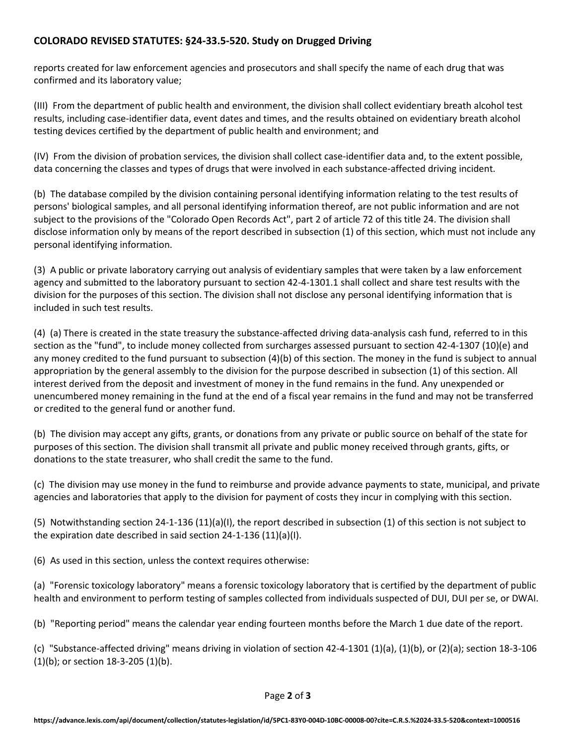reports created for law enforcement agencies and prosecutors and shall specify the name of each drug that was confirmed and its laboratory value;

(III) From the department of public health and environment, the division shall collect evidentiary breath alcohol test results, including case-identifier data, event dates and times, and the results obtained on evidentiary breath alcohol testing devices certified by the department of public health and environment; and

(IV) From the division of probation services, the division shall collect case-identifier data and, to the extent possible, data concerning the classes and types of drugs that were involved in each substance-affected driving incident.

(b) The database compiled by the division containing personal identifying information relating to the test results of persons' biological samples, and all personal identifying information thereof, are not public information and are not subject to the provisions of the "Colorado Open Records Act", part 2 of article 72 of this title 24. The division shall disclose information only by means of the report described in subsection (1) of this section, which must not include any personal identifying information.

(3) A public or private laboratory carrying out analysis of evidentiary samples that were taken by a law enforcement agency and submitted to the laboratory pursuant to section 42-4-1301.1 shall collect and share test results with the division for the purposes of this section. The division shall not disclose any personal identifying information that is included in such test results.

(4) (a) There is created in the state treasury the substance-affected driving data-analysis cash fund, referred to in this section as the "fund", to include money collected from surcharges assessed pursuant to section 42-4-1307 (10)(e) and any money credited to the fund pursuant to subsection (4)(b) of this section. The money in the fund is subject to annual appropriation by the general assembly to the division for the purpose described in subsection (1) of this section. All interest derived from the deposit and investment of money in the fund remains in the fund. Any unexpended or unencumbered money remaining in the fund at the end of a fiscal year remains in the fund and may not be transferred or credited to the general fund or another fund.

(b) The division may accept any gifts, grants, or donations from any private or public source on behalf of the state for purposes of this section. The division shall transmit all private and public money received through grants, gifts, or donations to the state treasurer, who shall credit the same to the fund.

(c) The division may use money in the fund to reimburse and provide advance payments to state, municipal, and private agencies and laboratories that apply to the division for payment of costs they incur in complying with this section.

(5) Notwithstanding section 24-1-136 (11)(a)(I), the report described in subsection (1) of this section is not subject to the expiration date described in said section 24-1-136 (11)(a)(I).

(6) As used in this section, unless the context requires otherwise:

(a) "Forensic toxicology laboratory" means a forensic toxicology laboratory that is certified by the department of public health and environment to perform testing of samples collected from individuals suspected of DUI, DUI per se, or DWAI.

(b) "Reporting period" means the calendar year ending fourteen months before the March 1 due date of the report.

(c) "Substance-affected driving" means driving in violation of section 42-4-1301 (1)(a), (1)(b), or (2)(a); section 18-3-106 (1)(b); or section 18-3-205 (1)(b).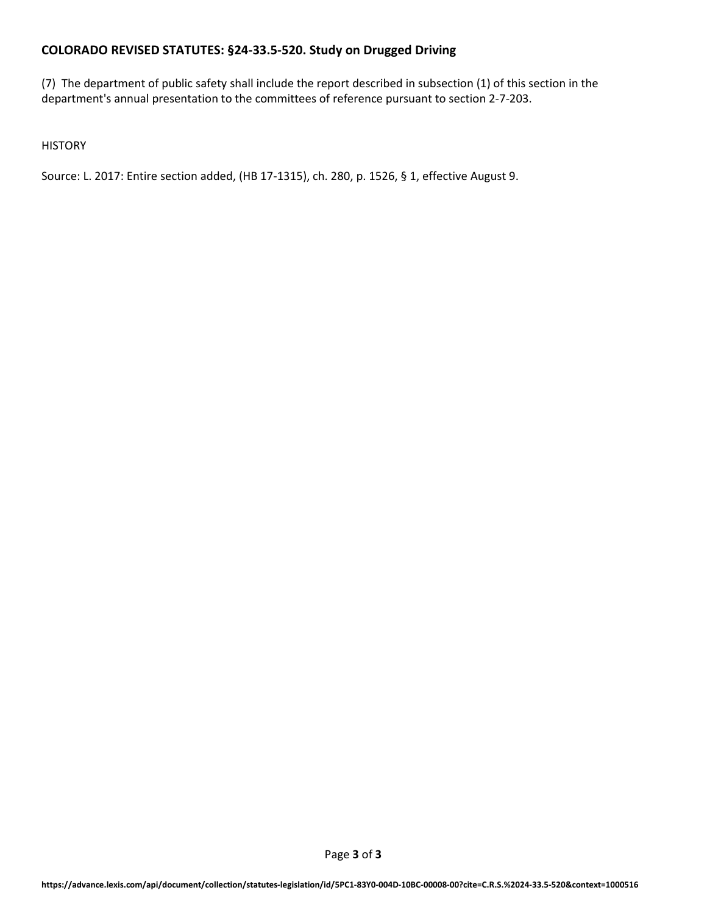(7) The department of public safety shall include the report described in subsection (1) of this section in the department's annual presentation to the committees of reference pursuant to section 2-7-203.

HISTORY

Source: L. 2017: Entire section added, (HB 17-1315), ch. 280, p. 1526, § 1, effective August 9.